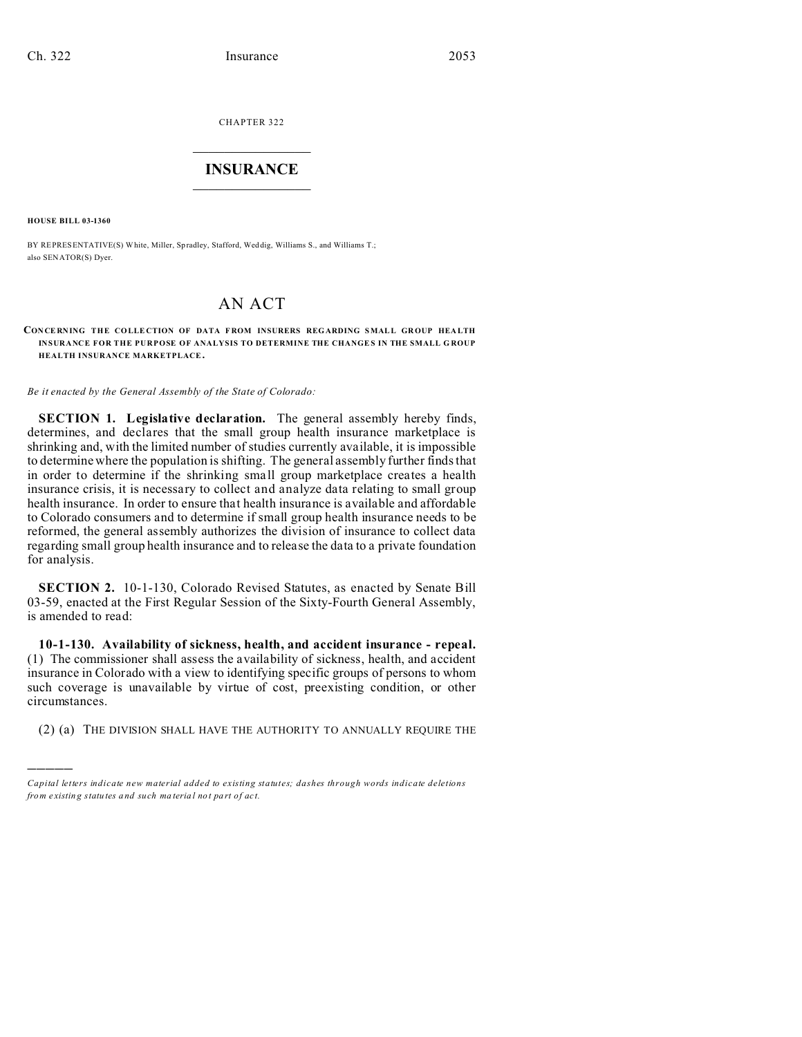CHAPTER 322

# INSURANCE

**HOUSE BILL 03-1360**

BY REPRESENTATIVE(S) White, Miller, Spradley, Stafford, Weddig, Williams S., and Williams T.; also SENATOR(S) Dyer.

# AN ACT

**CONCERNING THE COLLECTION OF DATA FROM INSURERS REGARDING SMALL GROUP HEALTH INSURANCE FOR THE PURPOSE OF ANALYSIS TO DETERMINE THE CHANGES IN THE SMALL GROUP HEALTH INSURANCE MARKETPLACE.**

*Be it enacted by the General Assembly of the State of Colorado:*

**SECTION 1. Legislative declaration.** The general assembly hereby finds, determines, and declares that the small group health insurance marketplace is shrinking and, with the limited number of studies currently available, it is impossible to determine where the population is shifting. The general assembly further finds that in order to determine if the shrinking small group marketplace creates a health insurance crisis, it is necessary to collect and analyze data relating to small group health insurance. In order to ensure that health insurance is available and affordable to Colorado consumers and to determine if small group health insurance needs to be reformed, the general assembly authorizes the division of insurance to collect data regarding small group health insurance and to release the data to a private foundation for analysis.

**SECTION 2.** 10-1-130, Colorado Revised Statutes, as enacted by Senate Bill 03-59, enacted at the First Regular Session of the Sixty-Fourth General Assembly, is amended to read:

**10-1-130. Availability of sickness, health, and accident insurance - repeal.** (1) The commissioner shall assess the availability of sickness, health, and accident insurance in Colorado with a view to identifying specific groups of persons to whom such coverage is unavailable by virtue of cost, preexisting condition, or other circumstances.

(2) (a) THE DIVISION SHALL HAVE THE AUTHORITY TO ANNUALLY REQUIRE THE

*Capital letters indicate new material added to existing statutes; dashes through words indicate deletions from existing statutes and such material not part of act.*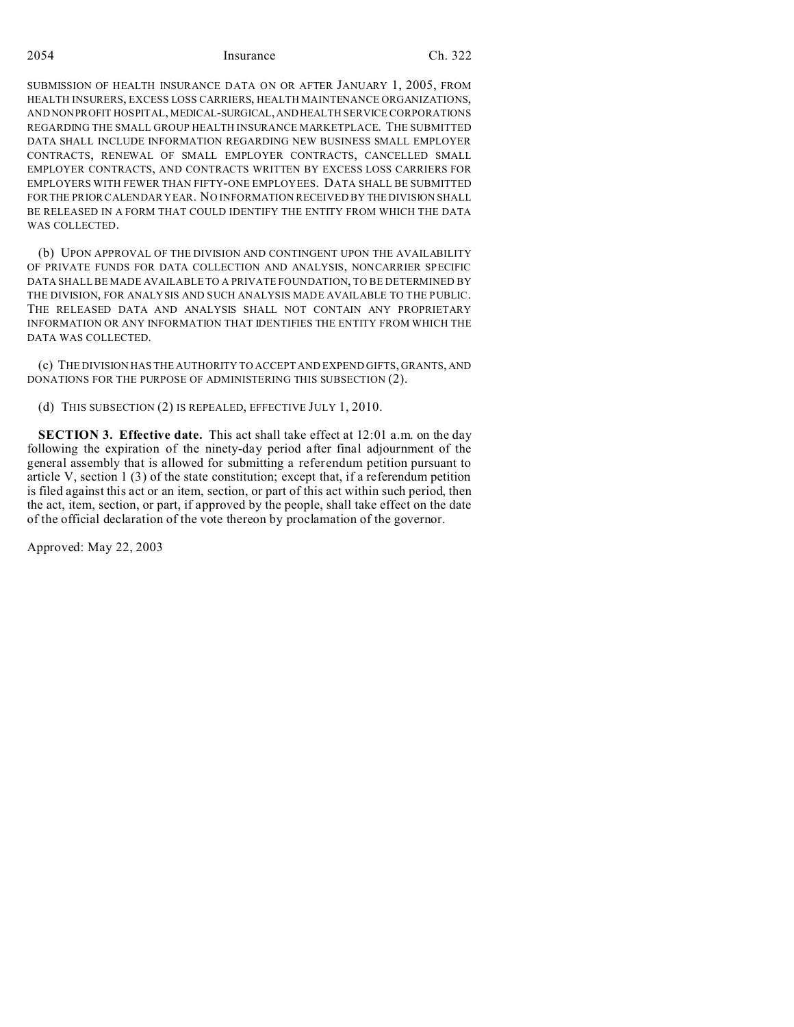SUBMISSION OF HEALTH INSURANCE DATA ON OR AFTER JANUARY 1, 2005, FROM HEALTH INSURERS, EXCESS LOSS CARRIERS, HEALTH MAINTENANCE ORGANIZATIONS, AND NONPROFIT HOSPITAL, MEDICAL-SURGICAL, AND HEALTH SERVICE CORPORATIONS REGARDING THE SMALL GROUP HEALTH INSURANCE MARKETPLACE. THE SUBMITTED DATA SHALL INCLUDE INFORMATION REGARDING NEW BUSINESS SMALL EMPLOYER CONTRACTS, RENEWAL OF SMALL EMPLOYER CONTRACTS, CANCELLED SMALL EMPLOYER CONTRACTS, AND CONTRACTS WRITTEN BY EXCESS LOSS CARRIERS FOR EMPLOYERS WITH FEWER THAN FIFTY-ONE EMPLOYEES. DATA SHALL BE SUBMITTED FOR THE PRIOR CALENDAR YEAR. NO INFORMATION RECEIVED BY THE DIVISION SHALL BE RELEASED IN A FORM THAT COULD IDENTIFY THE ENTITY FROM WHICH THE DATA WAS COLLECTED.

(b) UPON APPROVAL OF THE DIVISION AND CONTINGENT UPON THE AVAILABILITY OF PRIVATE FUNDS FOR DATA COLLECTION AND ANALYSIS, NONCARRIER SPECIFIC DATA SHALL BE MADE AVAILABLE TO A PRIVATE FOUNDATION, TO BE DETERMINED BY THE DIVISION, FOR ANALYSIS AND SUCH ANALYSIS MADE AVAILABLE TO THE PUBLIC. THE RELEASED DATA AND ANALYSIS SHALL NOT CONTAIN ANY PROPRIETARY INFORMATION OR ANY INFORMATION THAT IDENTIFIES THE ENTITY FROM WHICH THE DATA WAS COLLECTED.

(c) THE DIVISION HAS THE AUTHORITY TO ACCEPT AND EXPEND GIFTS, GRANTS, AND DONATIONS FOR THE PURPOSE OF ADMINISTERING THIS SUBSECTION (2).

(d) THIS SUBSECTION (2) IS REPEALED, EFFECTIVE JULY 1, 2010.

**SECTION 3. Effective date.** This act shall take effect at 12:01 a.m. on the day following the expiration of the ninety-day period after final adjournment of the general assembly that is allowed for submitting a referendum petition pursuant to article V, section 1 (3) of the state constitution; except that, if a referendum petition is filed against this act or an item, section, or part of this act within such period, then the act, item, section, or part, if approved by the people, shall take effect on the date of the official declaration of the vote thereon by proclamation of the governor.

Approved: May 22, 2003